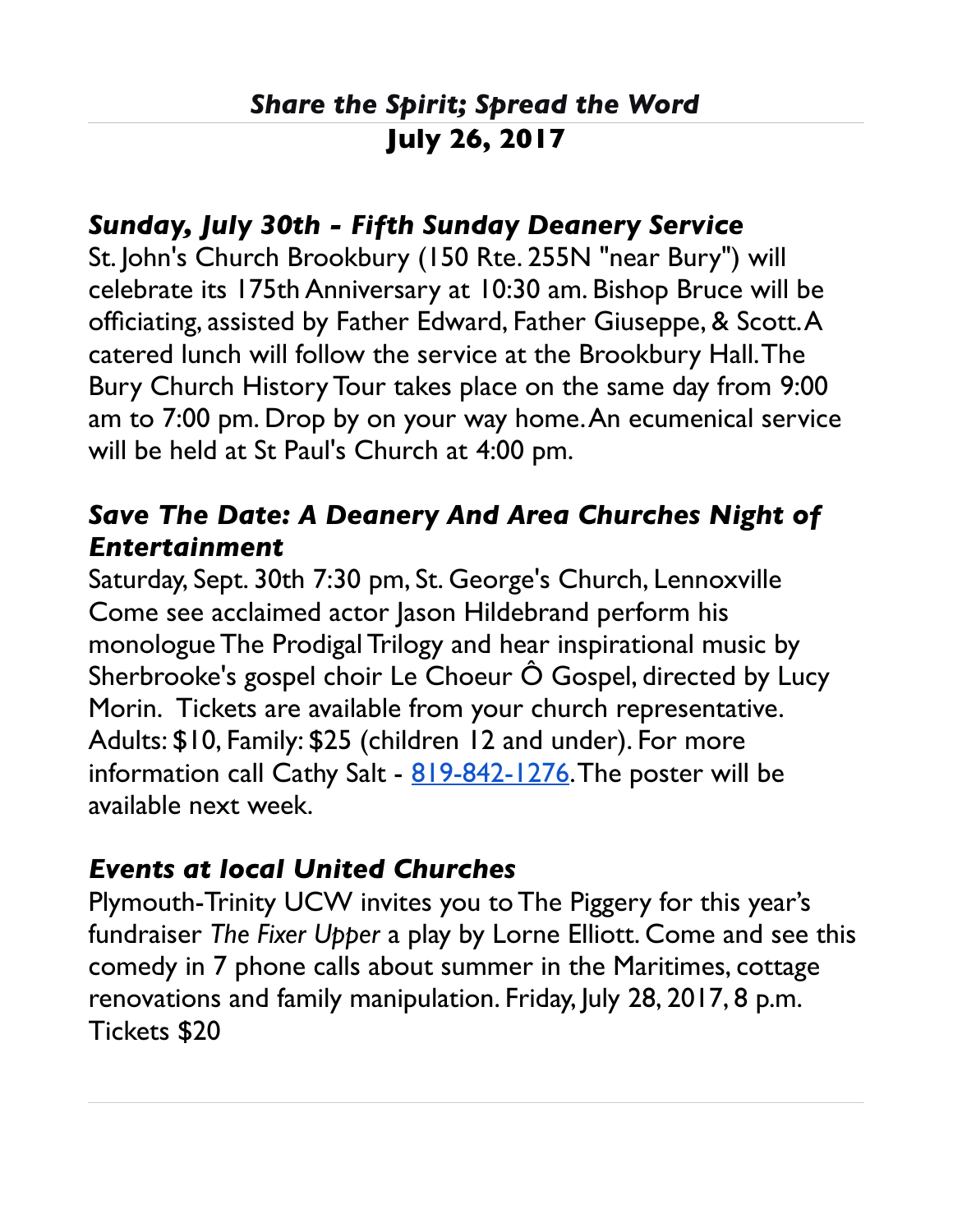# *Share the Spirit; Spread the Word*
# **July 26, 2017**

## *Sunday, July 30th - Fifth Sunday Deanery Service*

St. John's Church Brookbury (150 Rte. 255N "near Bury") will celebrate its 175th Anniversary at 10:30 am. Bishop Bruce will be officiating, assisted by Father Edward, Father Giuseppe, & Scott. A catered lunch will follow the service at the Brookbury Hall. The Bury Church History Tour takes place on the same day from 9:00 am to 7:00 pm. Drop by on your way home. An ecumenical service will be held at St Paul's Church at 4:00 pm.

## *Save The Date: A Deanery And Area Churches Night of Entertainment*

Saturday, Sept. 30th 7:30 pm, St. George's Church, Lennoxville
Come see acclaimed actor Jason Hildebrand perform his monologue The Prodigal Trilogy and hear inspirational music by Sherbrooke's gospel choir Le Choeur Ô Gospel, directed by Lucy Morin. Tickets are available from your church representative. Adults: $10, Family: $25 (children 12 and under). For more information call Cathy Salt - 819-842-1276. The poster will be available next week.

## *Events at local United Churches*

Plymouth-Trinity UCW invites you to The Piggery for this year's fundraiser *The Fixer Upper* a play by Lorne Elliott. Come and see this comedy in 7 phone calls about summer in the Maritimes, cottage renovations and family manipulation. Friday, July 28, 2017, 8 p.m. Tickets $20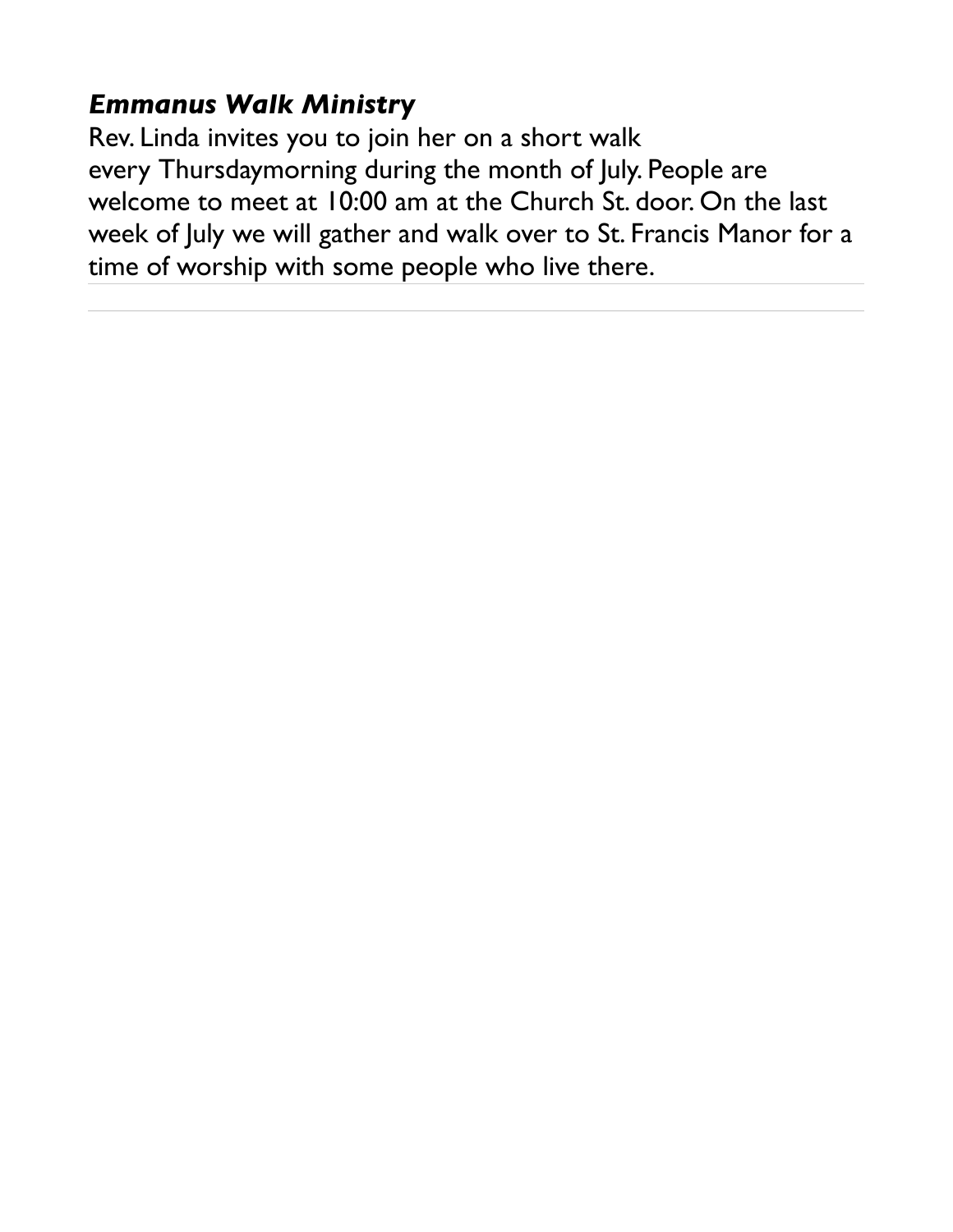***Emmanus Walk Ministry***

Rev. Linda invites you to join her on a short walk every Thursdaymorning during the month of July. People are welcome to meet at 10:00 am at the Church St. door. On the last week of July we will gather and walk over to St. Francis Manor for a time of worship with some people who live there.